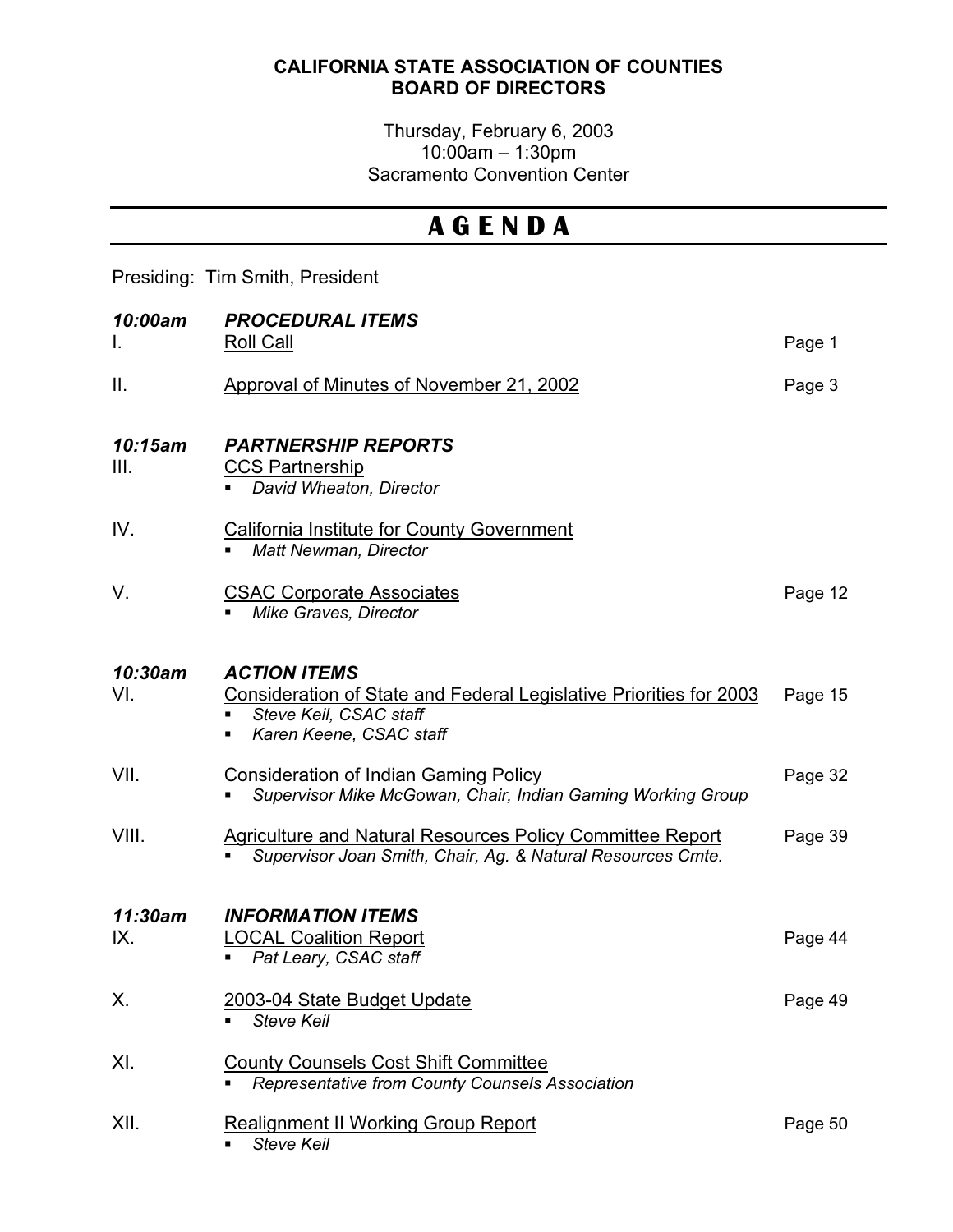**CALIFORNIA STATE ASSOCIATION OF COUNTIES**
**BOARD OF DIRECTORS**

Thursday, February 6, 2003
10:00am – 1:30pm
Sacramento Convention Center

# A G E N D A

Presiding: Tim Smith, President

***10:00am PROCEDURAL ITEMS***

I. Roll Call — Page 1

II. Approval of Minutes of November 21, 2002 — Page 3

***10:15am PARTNERSHIP REPORTS***

III. CCS Partnership
- *David Wheaton, Director*

IV. California Institute for County Government
- *Matt Newman, Director*

V. CSAC Corporate Associates — Page 12
- *Mike Graves, Director*

***10:30am ACTION ITEMS***

VI. Consideration of State and Federal Legislative Priorities for 2003 — Page 15
- *Steve Keil, CSAC staff*
- *Karen Keene, CSAC staff*

VII. Consideration of Indian Gaming Policy — Page 32
- *Supervisor Mike McGowan, Chair, Indian Gaming Working Group*

VIII. Agriculture and Natural Resources Policy Committee Report — Page 39
- *Supervisor Joan Smith, Chair, Ag. & Natural Resources Cmte.*

***11:30am INFORMATION ITEMS***

IX. LOCAL Coalition Report — Page 44
- *Pat Leary, CSAC staff*

X. 2003-04 State Budget Update — Page 49
- *Steve Keil*

XI. County Counsels Cost Shift Committee
- *Representative from County Counsels Association*

XII. Realignment II Working Group Report — Page 50
- *Steve Keil*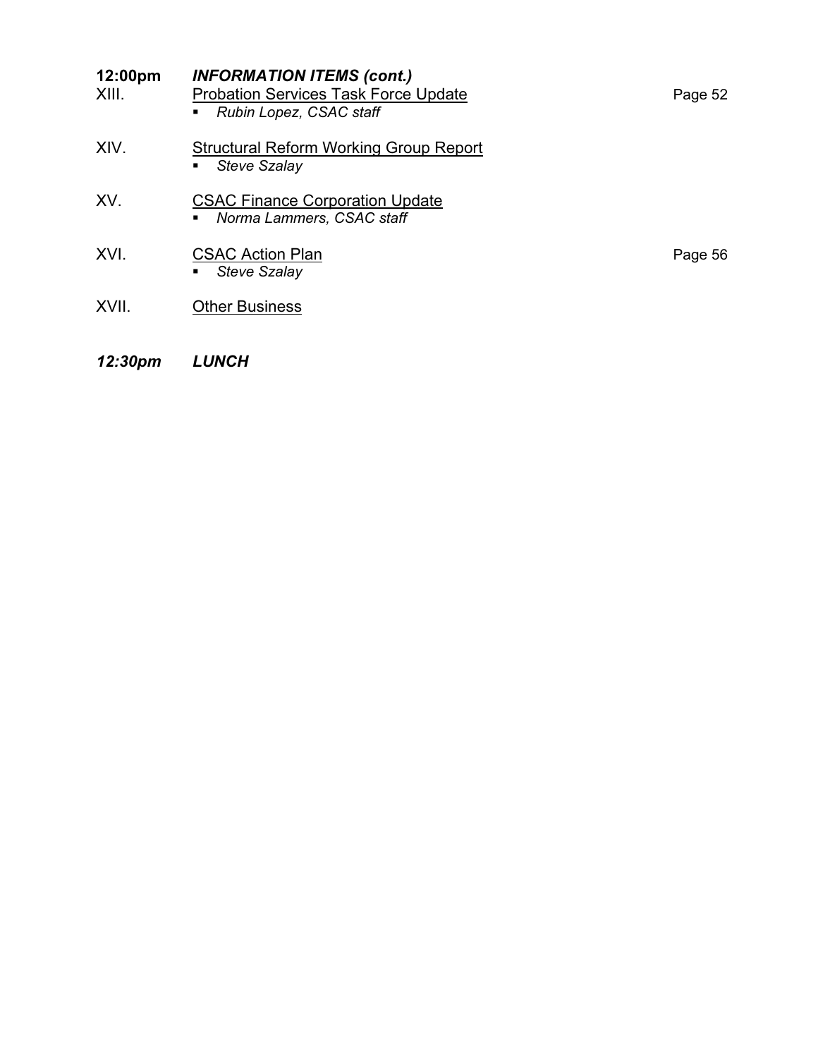**12:00pm** ***INFORMATION ITEMS (cont.)***

XIII. Probation Services Task Force Update — Page 52
- *Rubin Lopez, CSAC staff*

XIV. Structural Reform Working Group Report
- *Steve Szalay*

XV. CSAC Finance Corporation Update
- *Norma Lammers, CSAC staff*

XVI. CSAC Action Plan — Page 56
- *Steve Szalay*

XVII. Other Business

***12:30pm LUNCH***